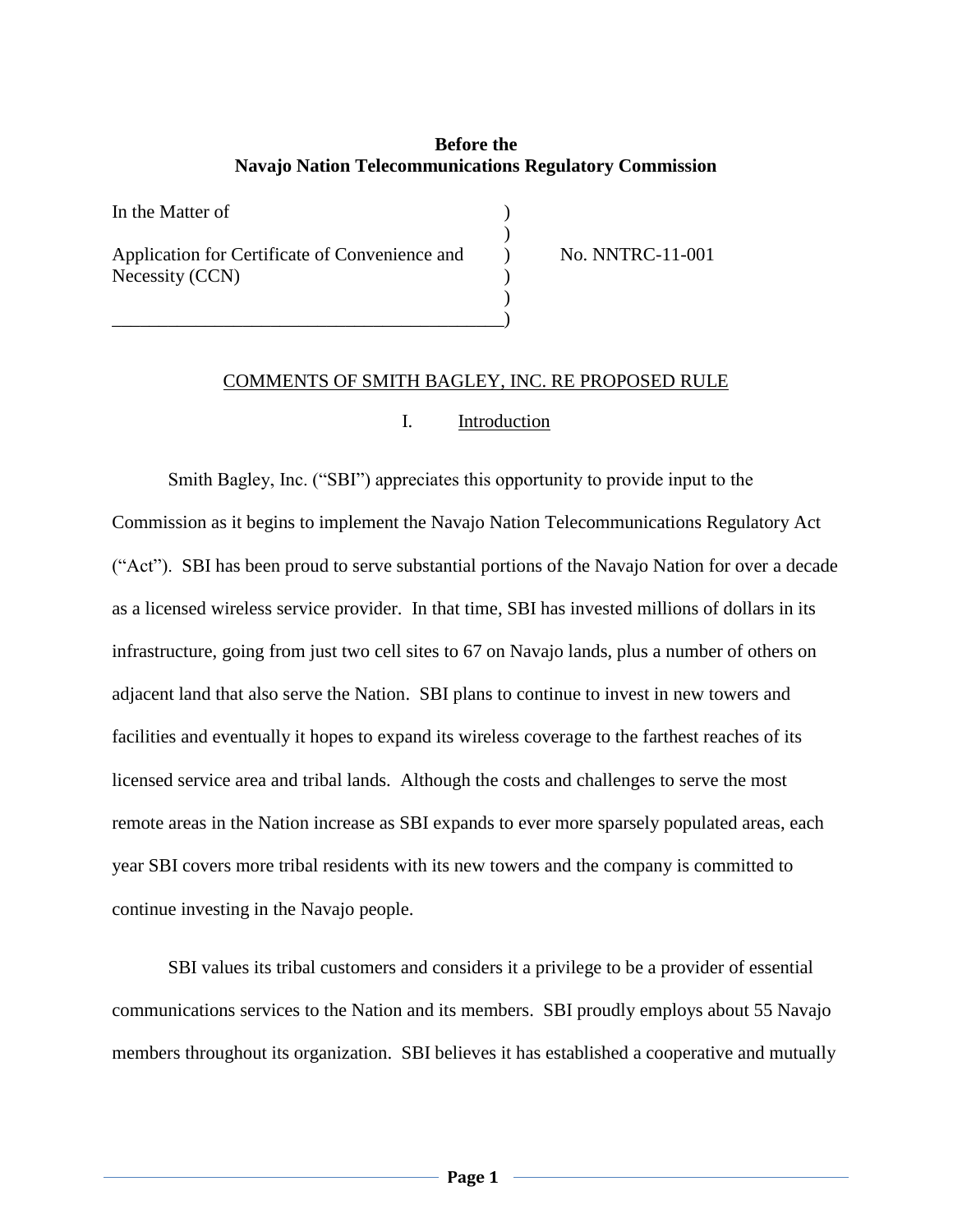**Before the**
**Navajo Nation Telecommunications Regulatory Commission**

| | | |
|---|---|---|
| In the Matter of | ) | |
| | ) | |
| Application for Certificate of Convenience and Necessity (CCN) | ) | No. NNTRC-11-001 |
| | ) | |
| ___________________________________________ | ) | |

COMMENTS OF SMITH BAGLEY, INC. RE PROPOSED RULE

## I. Introduction

Smith Bagley, Inc. ("SBI") appreciates this opportunity to provide input to the Commission as it begins to implement the Navajo Nation Telecommunications Regulatory Act ("Act"). SBI has been proud to serve substantial portions of the Navajo Nation for over a decade as a licensed wireless service provider. In that time, SBI has invested millions of dollars in its infrastructure, going from just two cell sites to 67 on Navajo lands, plus a number of others on adjacent land that also serve the Nation. SBI plans to continue to invest in new towers and facilities and eventually it hopes to expand its wireless coverage to the farthest reaches of its licensed service area and tribal lands. Although the costs and challenges to serve the most remote areas in the Nation increase as SBI expands to ever more sparsely populated areas, each year SBI covers more tribal residents with its new towers and the company is committed to continue investing in the Navajo people.

SBI values its tribal customers and considers it a privilege to be a provider of essential communications services to the Nation and its members. SBI proudly employs about 55 Navajo members throughout its organization. SBI believes it has established a cooperative and mutually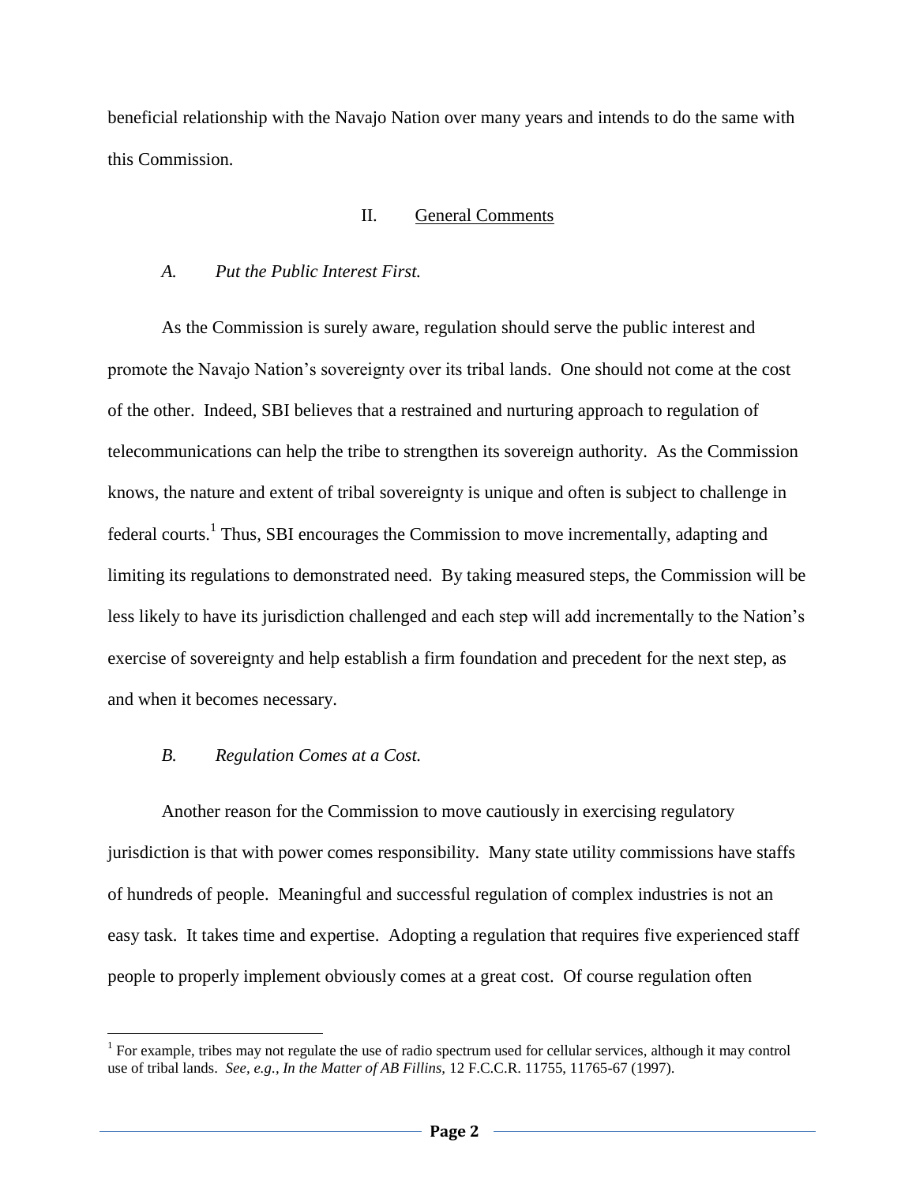beneficial relationship with the Navajo Nation over many years and intends to do the same with this Commission.

## II. General Comments

### *A. Put the Public Interest First.*

As the Commission is surely aware, regulation should serve the public interest and promote the Navajo Nation's sovereignty over its tribal lands. One should not come at the cost of the other. Indeed, SBI believes that a restrained and nurturing approach to regulation of telecommunications can help the tribe to strengthen its sovereign authority. As the Commission knows, the nature and extent of tribal sovereignty is unique and often is subject to challenge in federal courts.[1] Thus, SBI encourages the Commission to move incrementally, adapting and limiting its regulations to demonstrated need. By taking measured steps, the Commission will be less likely to have its jurisdiction challenged and each step will add incrementally to the Nation's exercise of sovereignty and help establish a firm foundation and precedent for the next step, as and when it becomes necessary.

### *B. Regulation Comes at a Cost.*

Another reason for the Commission to move cautiously in exercising regulatory jurisdiction is that with power comes responsibility. Many state utility commissions have staffs of hundreds of people. Meaningful and successful regulation of complex industries is not an easy task. It takes time and expertise. Adopting a regulation that requires five experienced staff people to properly implement obviously comes at a great cost. Of course regulation often

---

[1] For example, tribes may not regulate the use of radio spectrum used for cellular services, although it may control use of tribal lands. *See, e.g., In the Matter of AB Fillins,* 12 F.C.C.R. 11755, 11765-67 (1997).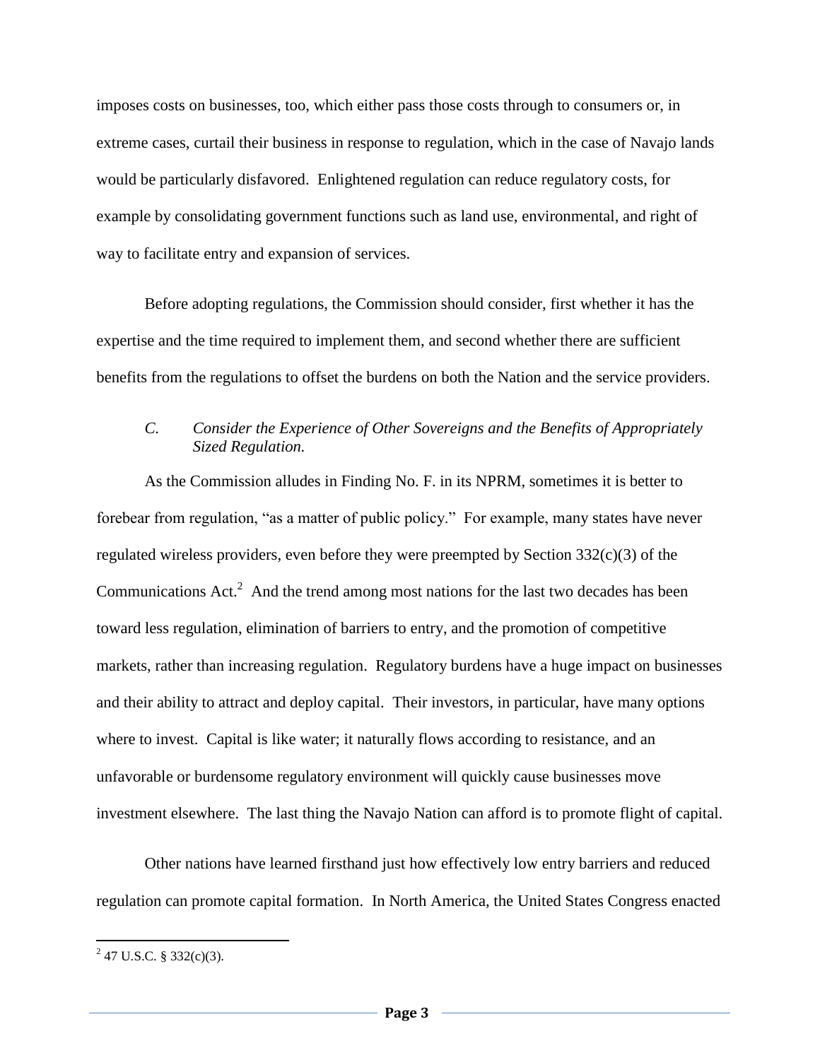imposes costs on businesses, too, which either pass those costs through to consumers or, in extreme cases, curtail their business in response to regulation, which in the case of Navajo lands would be particularly disfavored. Enlightened regulation can reduce regulatory costs, for example by consolidating government functions such as land use, environmental, and right of way to facilitate entry and expansion of services.

Before adopting regulations, the Commission should consider, first whether it has the expertise and the time required to implement them, and second whether there are sufficient benefits from the regulations to offset the burdens on both the Nation and the service providers.

### *C. Consider the Experience of Other Sovereigns and the Benefits of Appropriately Sized Regulation.*

As the Commission alludes in Finding No. F. in its NPRM, sometimes it is better to forebear from regulation, "as a matter of public policy." For example, many states have never regulated wireless providers, even before they were preempted by Section 332(c)(3) of the Communications Act.[2] And the trend among most nations for the last two decades has been toward less regulation, elimination of barriers to entry, and the promotion of competitive markets, rather than increasing regulation. Regulatory burdens have a huge impact on businesses and their ability to attract and deploy capital. Their investors, in particular, have many options where to invest. Capital is like water; it naturally flows according to resistance, and an unfavorable or burdensome regulatory environment will quickly cause businesses move investment elsewhere. The last thing the Navajo Nation can afford is to promote flight of capital.

Other nations have learned firsthand just how effectively low entry barriers and reduced regulation can promote capital formation. In North America, the United States Congress enacted

---

[2] 47 U.S.C. § 332(c)(3).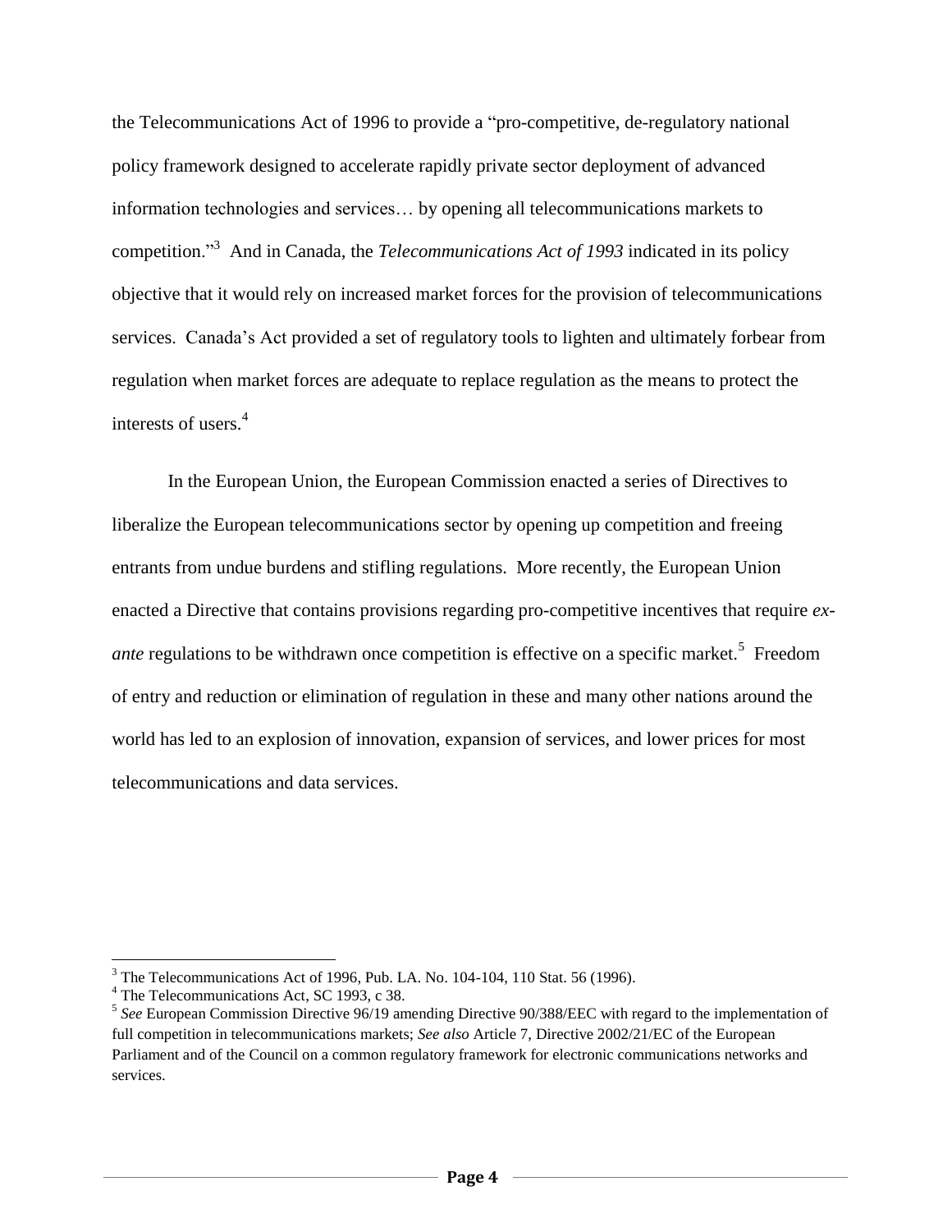the Telecommunications Act of 1996 to provide a "pro-competitive, de-regulatory national policy framework designed to accelerate rapidly private sector deployment of advanced information technologies and services… by opening all telecommunications markets to competition."[3] And in Canada, the *Telecommunications Act of 1993* indicated in its policy objective that it would rely on increased market forces for the provision of telecommunications services. Canada's Act provided a set of regulatory tools to lighten and ultimately forbear from regulation when market forces are adequate to replace regulation as the means to protect the interests of users.[4]

In the European Union, the European Commission enacted a series of Directives to liberalize the European telecommunications sector by opening up competition and freeing entrants from undue burdens and stifling regulations. More recently, the European Union enacted a Directive that contains provisions regarding pro-competitive incentives that require *ex-ante* regulations to be withdrawn once competition is effective on a specific market.[5] Freedom of entry and reduction or elimination of regulation in these and many other nations around the world has led to an explosion of innovation, expansion of services, and lower prices for most telecommunications and data services.

---

[3] The Telecommunications Act of 1996, Pub. LA. No. 104-104, 110 Stat. 56 (1996).

[4] The Telecommunications Act, SC 1993, c 38.

[5] *See* European Commission Directive 96/19 amending Directive 90/388/EEC with regard to the implementation of full competition in telecommunications markets; *See also* Article 7, Directive 2002/21/EC of the European Parliament and of the Council on a common regulatory framework for electronic communications networks and services.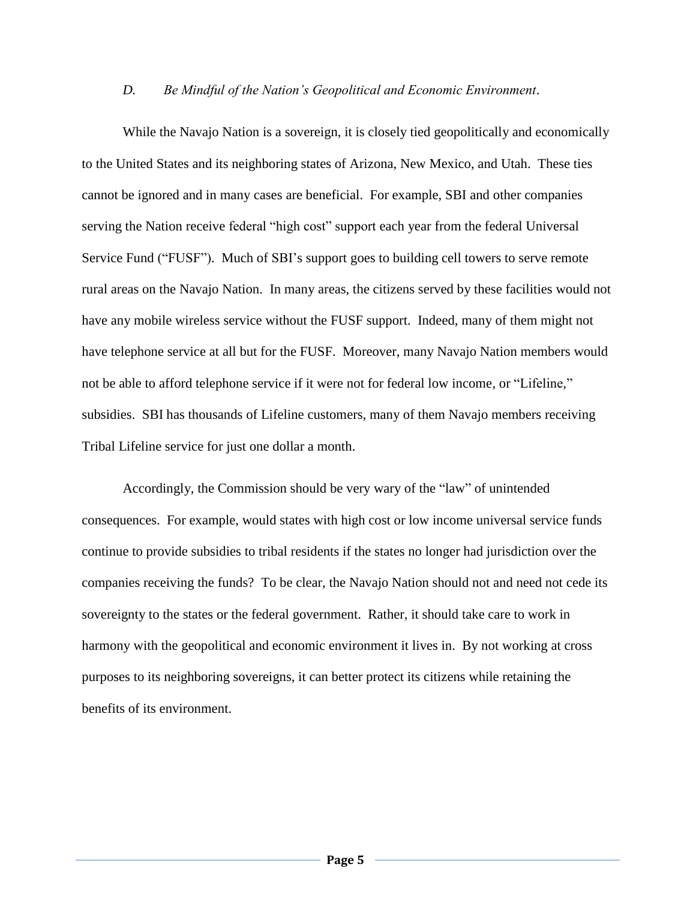### *D. Be Mindful of the Nation's Geopolitical and Economic Environment*.

While the Navajo Nation is a sovereign, it is closely tied geopolitically and economically to the United States and its neighboring states of Arizona, New Mexico, and Utah. These ties cannot be ignored and in many cases are beneficial. For example, SBI and other companies serving the Nation receive federal "high cost" support each year from the federal Universal Service Fund ("FUSF"). Much of SBI's support goes to building cell towers to serve remote rural areas on the Navajo Nation. In many areas, the citizens served by these facilities would not have any mobile wireless service without the FUSF support. Indeed, many of them might not have telephone service at all but for the FUSF. Moreover, many Navajo Nation members would not be able to afford telephone service if it were not for federal low income, or "Lifeline," subsidies. SBI has thousands of Lifeline customers, many of them Navajo members receiving Tribal Lifeline service for just one dollar a month.

Accordingly, the Commission should be very wary of the "law" of unintended consequences. For example, would states with high cost or low income universal service funds continue to provide subsidies to tribal residents if the states no longer had jurisdiction over the companies receiving the funds? To be clear, the Navajo Nation should not and need not cede its sovereignty to the states or the federal government. Rather, it should take care to work in harmony with the geopolitical and economic environment it lives in. By not working at cross purposes to its neighboring sovereigns, it can better protect its citizens while retaining the benefits of its environment.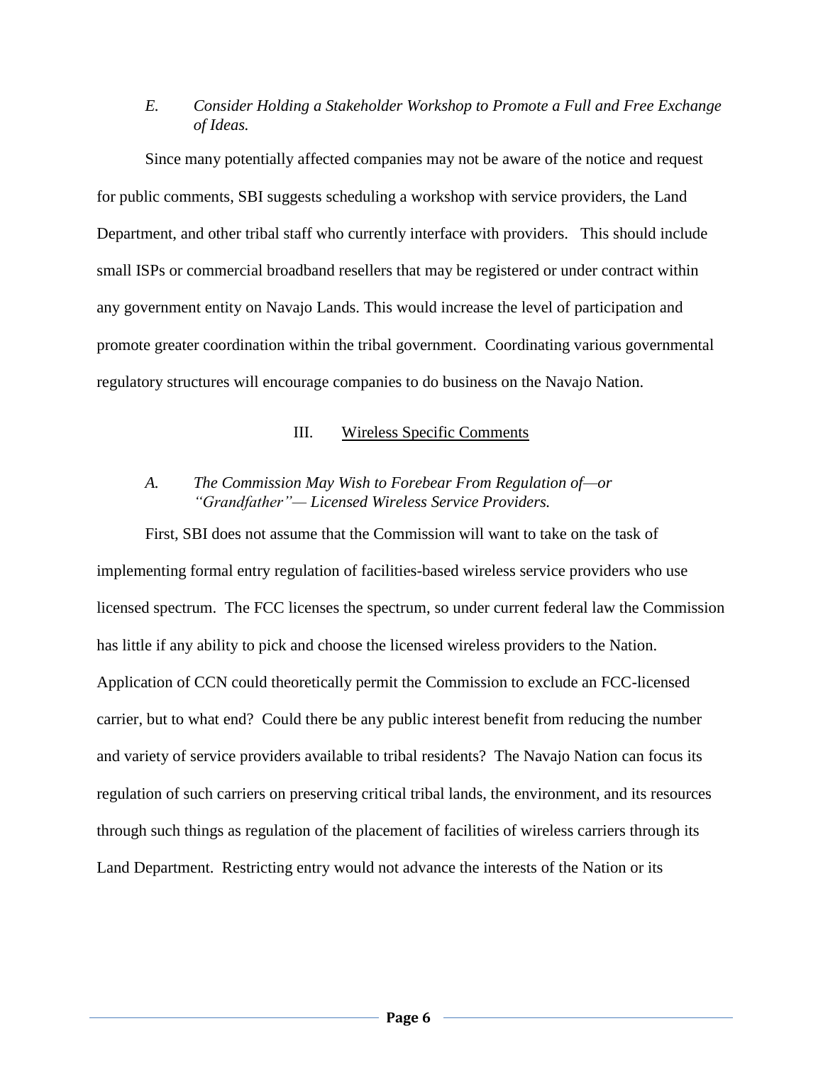### *E. Consider Holding a Stakeholder Workshop to Promote a Full and Free Exchange of Ideas.*

Since many potentially affected companies may not be aware of the notice and request for public comments, SBI suggests scheduling a workshop with service providers, the Land Department, and other tribal staff who currently interface with providers. This should include small ISPs or commercial broadband resellers that may be registered or under contract within any government entity on Navajo Lands. This would increase the level of participation and promote greater coordination within the tribal government. Coordinating various governmental regulatory structures will encourage companies to do business on the Navajo Nation.

## III. Wireless Specific Comments

### *A. The Commission May Wish to Forebear From Regulation of—or "Grandfather"— Licensed Wireless Service Providers.*

First, SBI does not assume that the Commission will want to take on the task of implementing formal entry regulation of facilities-based wireless service providers who use licensed spectrum. The FCC licenses the spectrum, so under current federal law the Commission has little if any ability to pick and choose the licensed wireless providers to the Nation. Application of CCN could theoretically permit the Commission to exclude an FCC-licensed carrier, but to what end? Could there be any public interest benefit from reducing the number and variety of service providers available to tribal residents? The Navajo Nation can focus its regulation of such carriers on preserving critical tribal lands, the environment, and its resources through such things as regulation of the placement of facilities of wireless carriers through its Land Department. Restricting entry would not advance the interests of the Nation or its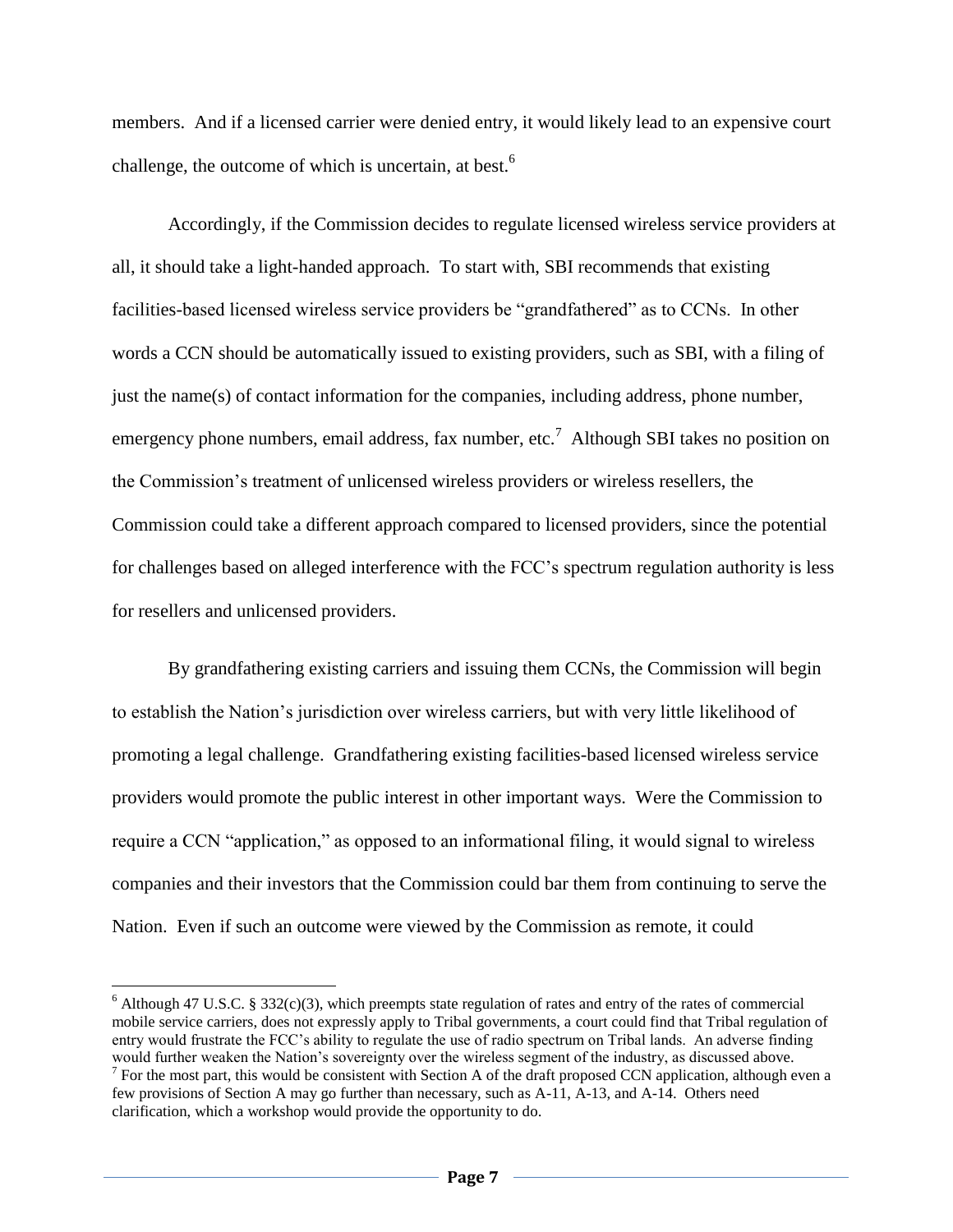members. And if a licensed carrier were denied entry, it would likely lead to an expensive court challenge, the outcome of which is uncertain, at best.[6]

Accordingly, if the Commission decides to regulate licensed wireless service providers at all, it should take a light-handed approach. To start with, SBI recommends that existing facilities-based licensed wireless service providers be "grandfathered" as to CCNs. In other words a CCN should be automatically issued to existing providers, such as SBI, with a filing of just the name(s) of contact information for the companies, including address, phone number, emergency phone numbers, email address, fax number, etc.[7] Although SBI takes no position on the Commission's treatment of unlicensed wireless providers or wireless resellers, the Commission could take a different approach compared to licensed providers, since the potential for challenges based on alleged interference with the FCC's spectrum regulation authority is less for resellers and unlicensed providers.

By grandfathering existing carriers and issuing them CCNs, the Commission will begin to establish the Nation's jurisdiction over wireless carriers, but with very little likelihood of promoting a legal challenge. Grandfathering existing facilities-based licensed wireless service providers would promote the public interest in other important ways. Were the Commission to require a CCN "application," as opposed to an informational filing, it would signal to wireless companies and their investors that the Commission could bar them from continuing to serve the Nation. Even if such an outcome were viewed by the Commission as remote, it could

---

[6] Although 47 U.S.C. § 332(c)(3), which preempts state regulation of rates and entry of the rates of commercial mobile service carriers, does not expressly apply to Tribal governments, a court could find that Tribal regulation of entry would frustrate the FCC's ability to regulate the use of radio spectrum on Tribal lands. An adverse finding would further weaken the Nation's sovereignty over the wireless segment of the industry, as discussed above.

[7] For the most part, this would be consistent with Section A of the draft proposed CCN application, although even a few provisions of Section A may go further than necessary, such as A-11, A-13, and A-14. Others need clarification, which a workshop would provide the opportunity to do.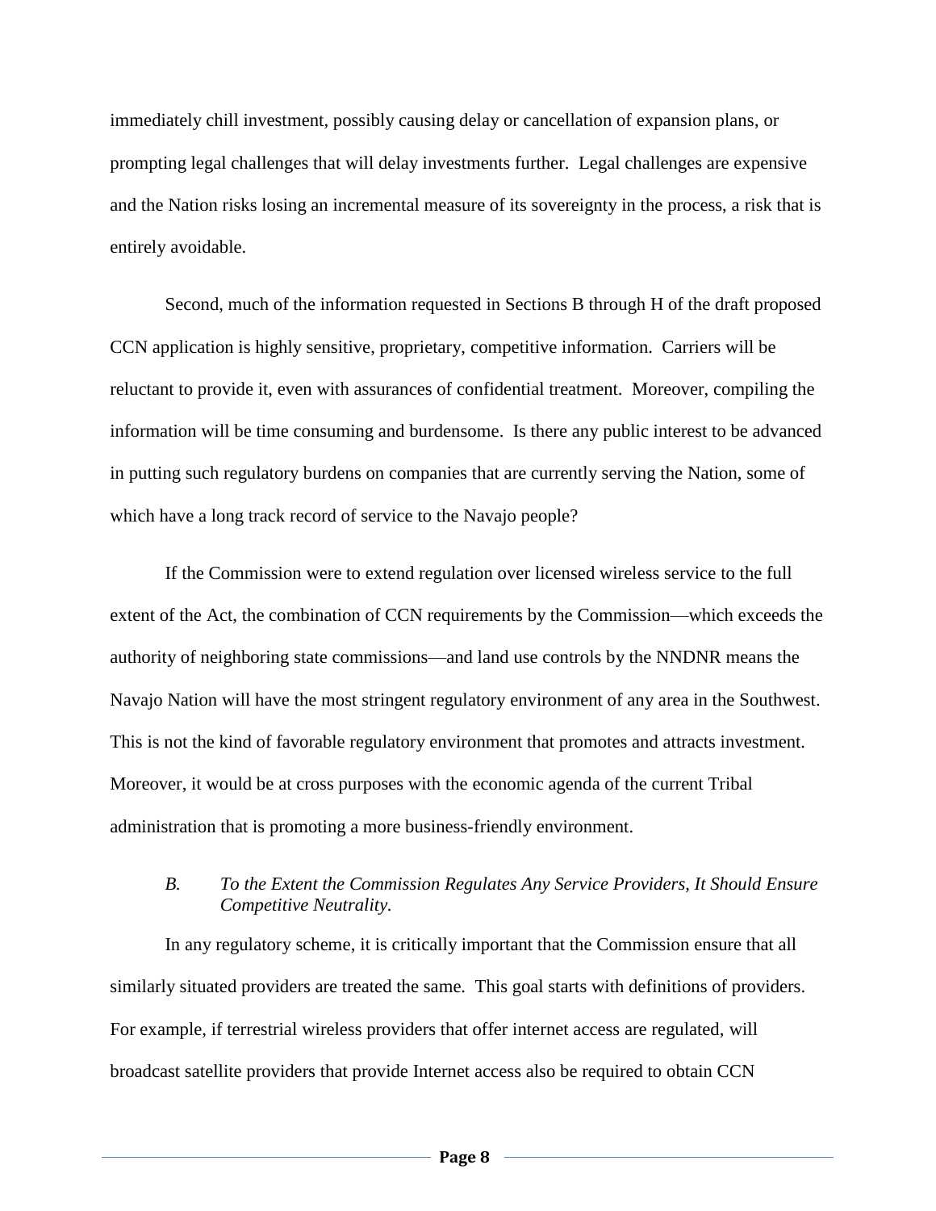immediately chill investment, possibly causing delay or cancellation of expansion plans, or prompting legal challenges that will delay investments further. Legal challenges are expensive and the Nation risks losing an incremental measure of its sovereignty in the process, a risk that is entirely avoidable.

Second, much of the information requested in Sections B through H of the draft proposed CCN application is highly sensitive, proprietary, competitive information. Carriers will be reluctant to provide it, even with assurances of confidential treatment. Moreover, compiling the information will be time consuming and burdensome. Is there any public interest to be advanced in putting such regulatory burdens on companies that are currently serving the Nation, some of which have a long track record of service to the Navajo people?

If the Commission were to extend regulation over licensed wireless service to the full extent of the Act, the combination of CCN requirements by the Commission—which exceeds the authority of neighboring state commissions—and land use controls by the NNDNR means the Navajo Nation will have the most stringent regulatory environment of any area in the Southwest. This is not the kind of favorable regulatory environment that promotes and attracts investment. Moreover, it would be at cross purposes with the economic agenda of the current Tribal administration that is promoting a more business-friendly environment.

### *B. To the Extent the Commission Regulates Any Service Providers, It Should Ensure Competitive Neutrality.*

In any regulatory scheme, it is critically important that the Commission ensure that all similarly situated providers are treated the same. This goal starts with definitions of providers. For example, if terrestrial wireless providers that offer internet access are regulated, will broadcast satellite providers that provide Internet access also be required to obtain CCN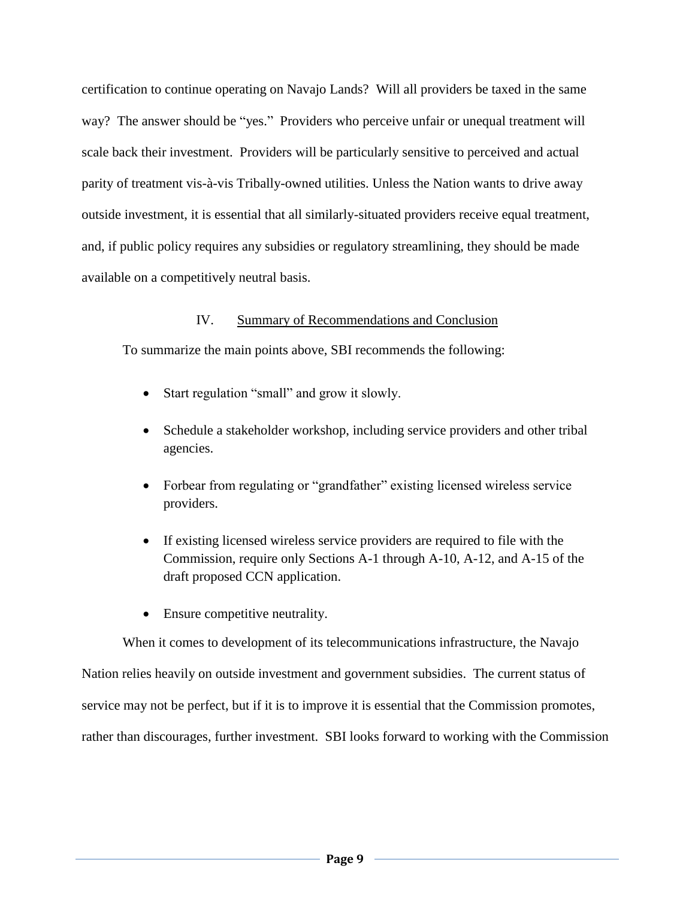certification to continue operating on Navajo Lands? Will all providers be taxed in the same way? The answer should be "yes." Providers who perceive unfair or unequal treatment will scale back their investment. Providers will be particularly sensitive to perceived and actual parity of treatment vis-à-vis Tribally-owned utilities. Unless the Nation wants to drive away outside investment, it is essential that all similarly-situated providers receive equal treatment, and, if public policy requires any subsidies or regulatory streamlining, they should be made available on a competitively neutral basis.

## IV. Summary of Recommendations and Conclusion

To summarize the main points above, SBI recommends the following:

- Start regulation "small" and grow it slowly.
- Schedule a stakeholder workshop, including service providers and other tribal agencies.
- Forbear from regulating or "grandfather" existing licensed wireless service providers.
- If existing licensed wireless service providers are required to file with the Commission, require only Sections A-1 through A-10, A-12, and A-15 of the draft proposed CCN application.
- Ensure competitive neutrality.

When it comes to development of its telecommunications infrastructure, the Navajo Nation relies heavily on outside investment and government subsidies. The current status of service may not be perfect, but if it is to improve it is essential that the Commission promotes, rather than discourages, further investment. SBI looks forward to working with the Commission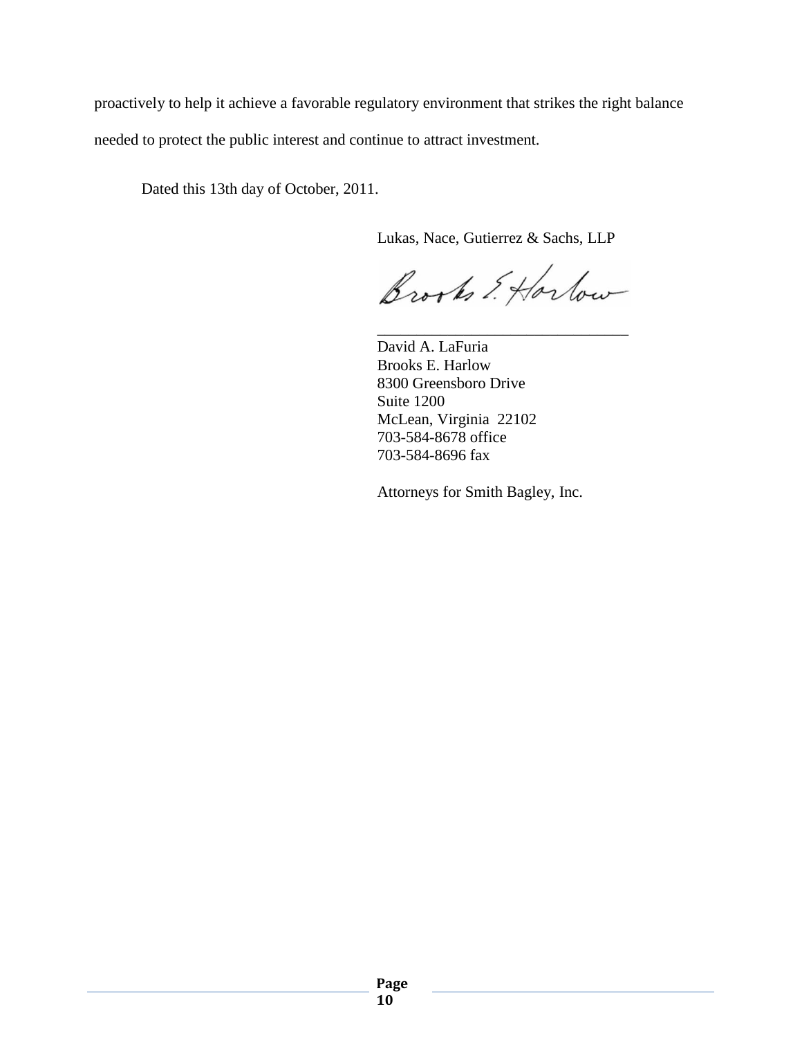proactively to help it achieve a favorable regulatory environment that strikes the right balance needed to protect the public interest and continue to attract investment.

Dated this 13th day of October, 2011.

Lukas, Nace, Gutierrez & Sachs, LLP

Brooks E. Harlow

\_\_\_\_\_\_\_\_\_\_\_\_\_\_\_\_\_\_\_\_\_\_\_\_\_\_\_\_\_\_\_\_

David A. LaFuria
Brooks E. Harlow
8300 Greensboro Drive
Suite 1200
McLean, Virginia 22102
703-584-8678 office
703-584-8696 fax

Attorneys for Smith Bagley, Inc.